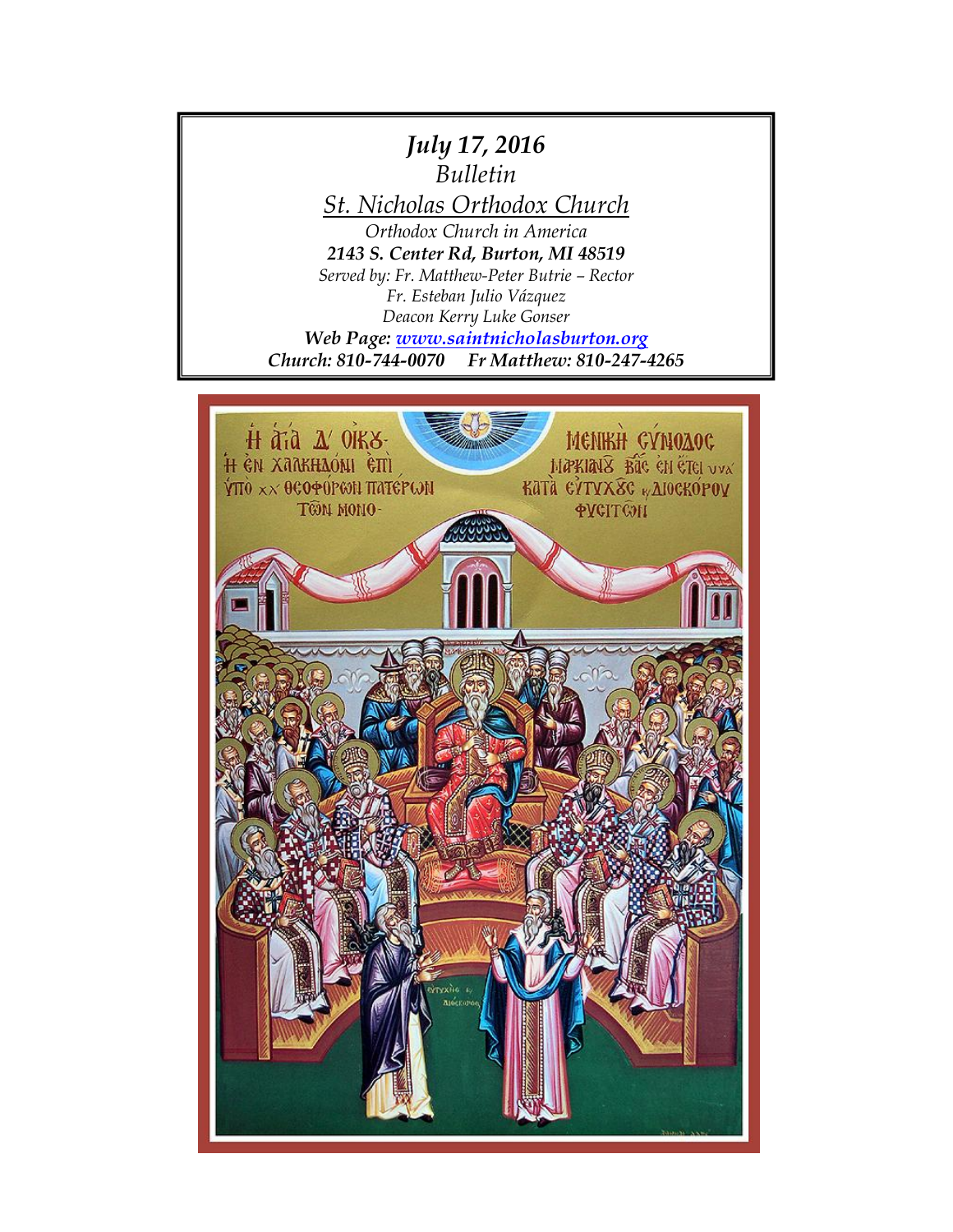***July 17, 2016***

*Bulletin*

*St. Nicholas Orthodox Church*

*Orthodox Church in America*

***2143 S. Center Rd, Burton, MI 48519***

*Served by: Fr. Matthew-Peter Butrie – Rector*

*Fr. Esteban Julio Vázquez*

*Deacon Kerry Luke Gonser*

***Web Page: www.saintnicholasburton.org***

***Church: 810-744-0070 Fr Matthew: 810-247-4265***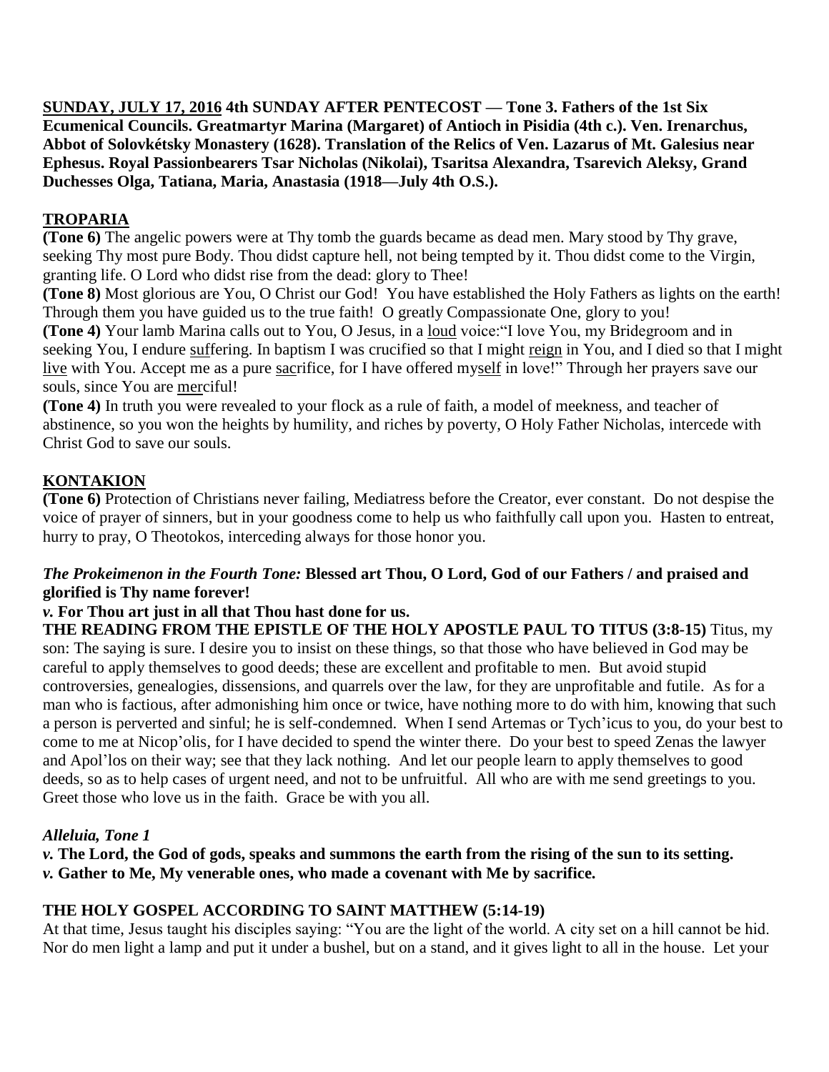**SUNDAY, JULY 17, 2016 4th SUNDAY AFTER PENTECOST — Tone 3. Fathers of the 1st Six Ecumenical Councils. Greatmartyr Marina (Margaret) of Antioch in Pisidia (4th c.). Ven. Irenarchus, Abbot of Solovkétsky Monastery (1628). Translation of the Relics of Ven. Lazarus of Mt. Galesius near Ephesus. Royal Passionbearers Tsar Nicholas (Nikolai), Tsaritsa Alexandra, Tsarevich Aleksy, Grand Duchesses Olga, Tatiana, Maria, Anastasia (1918—July 4th O.S.).**

## TROPARIA

**(Tone 6)** The angelic powers were at Thy tomb the guards became as dead men. Mary stood by Thy grave, seeking Thy most pure Body. Thou didst capture hell, not being tempted by it. Thou didst come to the Virgin, granting life. O Lord who didst rise from the dead: glory to Thee!

**(Tone 8)** Most glorious are You, O Christ our God! You have established the Holy Fathers as lights on the earth! Through them you have guided us to the true faith! O greatly Compassionate One, glory to you!

**(Tone 4)** Your lamb Marina calls out to You, O Jesus, in a loud voice:"I love You, my Bridegroom and in seeking You, I endure suffering. In baptism I was crucified so that I might reign in You, and I died so that I might live with You. Accept me as a pure sacrifice, for I have offered myself in love!" Through her prayers save our souls, since You are merciful!

**(Tone 4)** In truth you were revealed to your flock as a rule of faith, a model of meekness, and teacher of abstinence, so you won the heights by humility, and riches by poverty, O Holy Father Nicholas, intercede with Christ God to save our souls.

## KONTAKION

**(Tone 6)** Protection of Christians never failing, Mediatress before the Creator, ever constant. Do not despise the voice of prayer of sinners, but in your goodness come to help us who faithfully call upon you. Hasten to entreat, hurry to pray, O Theotokos, interceding always for those honor you.

***The Prokeimenon in the Fourth Tone:*** **Blessed art Thou, O Lord, God of our Fathers / and praised and glorified is Thy name forever!**

***v.*** **For Thou art just in all that Thou hast done for us.**

**THE READING FROM THE EPISTLE OF THE HOLY APOSTLE PAUL TO TITUS (3:8-15)** Titus, my son: The saying is sure. I desire you to insist on these things, so that those who have believed in God may be careful to apply themselves to good deeds; these are excellent and profitable to men. But avoid stupid controversies, genealogies, dissensions, and quarrels over the law, for they are unprofitable and futile. As for a man who is factious, after admonishing him once or twice, have nothing more to do with him, knowing that such a person is perverted and sinful; he is self-condemned. When I send Artemas or Tych'icus to you, do your best to come to me at Nicop'olis, for I have decided to spend the winter there. Do your best to speed Zenas the lawyer and Apol'los on their way; see that they lack nothing. And let our people learn to apply themselves to good deeds, so as to help cases of urgent need, and not to be unfruitful. All who are with me send greetings to you. Greet those who love us in the faith. Grace be with you all.

***Alleluia, Tone 1***

***v.*** **The Lord, the God of gods, speaks and summons the earth from the rising of the sun to its setting.**

***v.*** **Gather to Me, My venerable ones, who made a covenant with Me by sacrifice.**

**THE HOLY GOSPEL ACCORDING TO SAINT MATTHEW (5:14-19)**

At that time, Jesus taught his disciples saying: "You are the light of the world. A city set on a hill cannot be hid. Nor do men light a lamp and put it under a bushel, but on a stand, and it gives light to all in the house. Let your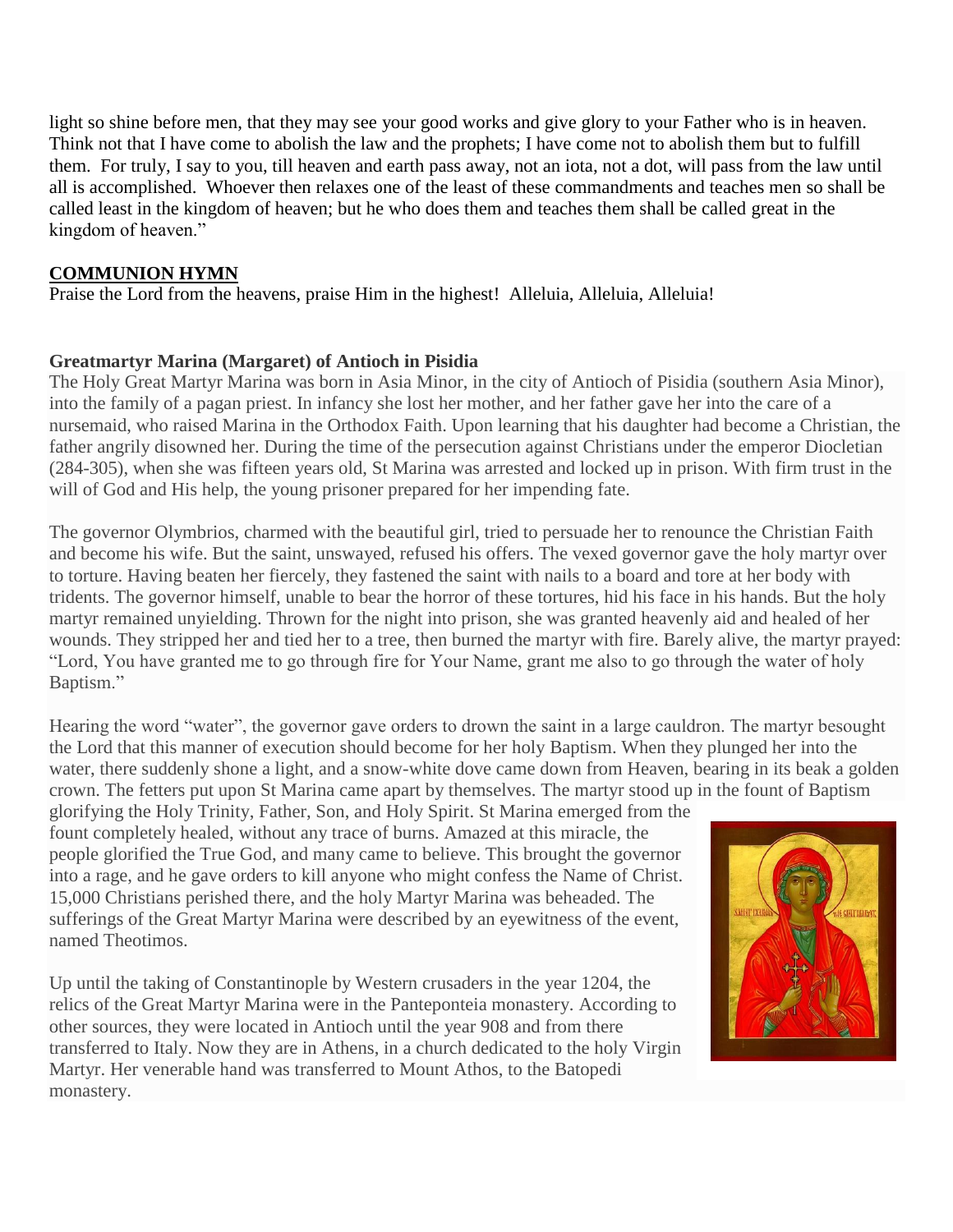light so shine before men, that they may see your good works and give glory to your Father who is in heaven. Think not that I have come to abolish the law and the prophets; I have come not to abolish them but to fulfill them. For truly, I say to you, till heaven and earth pass away, not an iota, not a dot, will pass from the law until all is accomplished. Whoever then relaxes one of the least of these commandments and teaches men so shall be called least in the kingdom of heaven; but he who does them and teaches them shall be called great in the kingdom of heaven."

**COMMUNION HYMN**

Praise the Lord from the heavens, praise Him in the highest! Alleluia, Alleluia, Alleluia!

**Greatmartyr Marina (Margaret) of Antioch in Pisidia**

The Holy Great Martyr Marina was born in Asia Minor, in the city of Antioch of Pisidia (southern Asia Minor), into the family of a pagan priest. In infancy she lost her mother, and her father gave her into the care of a nursemaid, who raised Marina in the Orthodox Faith. Upon learning that his daughter had become a Christian, the father angrily disowned her. During the time of the persecution against Christians under the emperor Diocletian (284-305), when she was fifteen years old, St Marina was arrested and locked up in prison. With firm trust in the will of God and His help, the young prisoner prepared for her impending fate.

The governor Olymbrios, charmed with the beautiful girl, tried to persuade her to renounce the Christian Faith and become his wife. But the saint, unswayed, refused his offers. The vexed governor gave the holy martyr over to torture. Having beaten her fiercely, they fastened the saint with nails to a board and tore at her body with tridents. The governor himself, unable to bear the horror of these tortures, hid his face in his hands. But the holy martyr remained unyielding. Thrown for the night into prison, she was granted heavenly aid and healed of her wounds. They stripped her and tied her to a tree, then burned the martyr with fire. Barely alive, the martyr prayed: "Lord, You have granted me to go through fire for Your Name, grant me also to go through the water of holy Baptism."

Hearing the word "water", the governor gave orders to drown the saint in a large cauldron. The martyr besought the Lord that this manner of execution should become for her holy Baptism. When they plunged her into the water, there suddenly shone a light, and a snow-white dove came down from Heaven, bearing in its beak a golden crown. The fetters put upon St Marina came apart by themselves. The martyr stood up in the fount of Baptism glorifying the Holy Trinity, Father, Son, and Holy Spirit. St Marina emerged from the fount completely healed, without any trace of burns. Amazed at this miracle, the people glorified the True God, and many came to believe. This brought the governor into a rage, and he gave orders to kill anyone who might confess the Name of Christ. 15,000 Christians perished there, and the holy Martyr Marina was beheaded. The sufferings of the Great Martyr Marina were described by an eyewitness of the event, named Theotimos.

Up until the taking of Constantinople by Western crusaders in the year 1204, the relics of the Great Martyr Marina were in the Panteponteia monastery. According to other sources, they were located in Antioch until the year 908 and from there transferred to Italy. Now they are in Athens, in a church dedicated to the holy Virgin Martyr. Her venerable hand was transferred to Mount Athos, to the Batopedi monastery.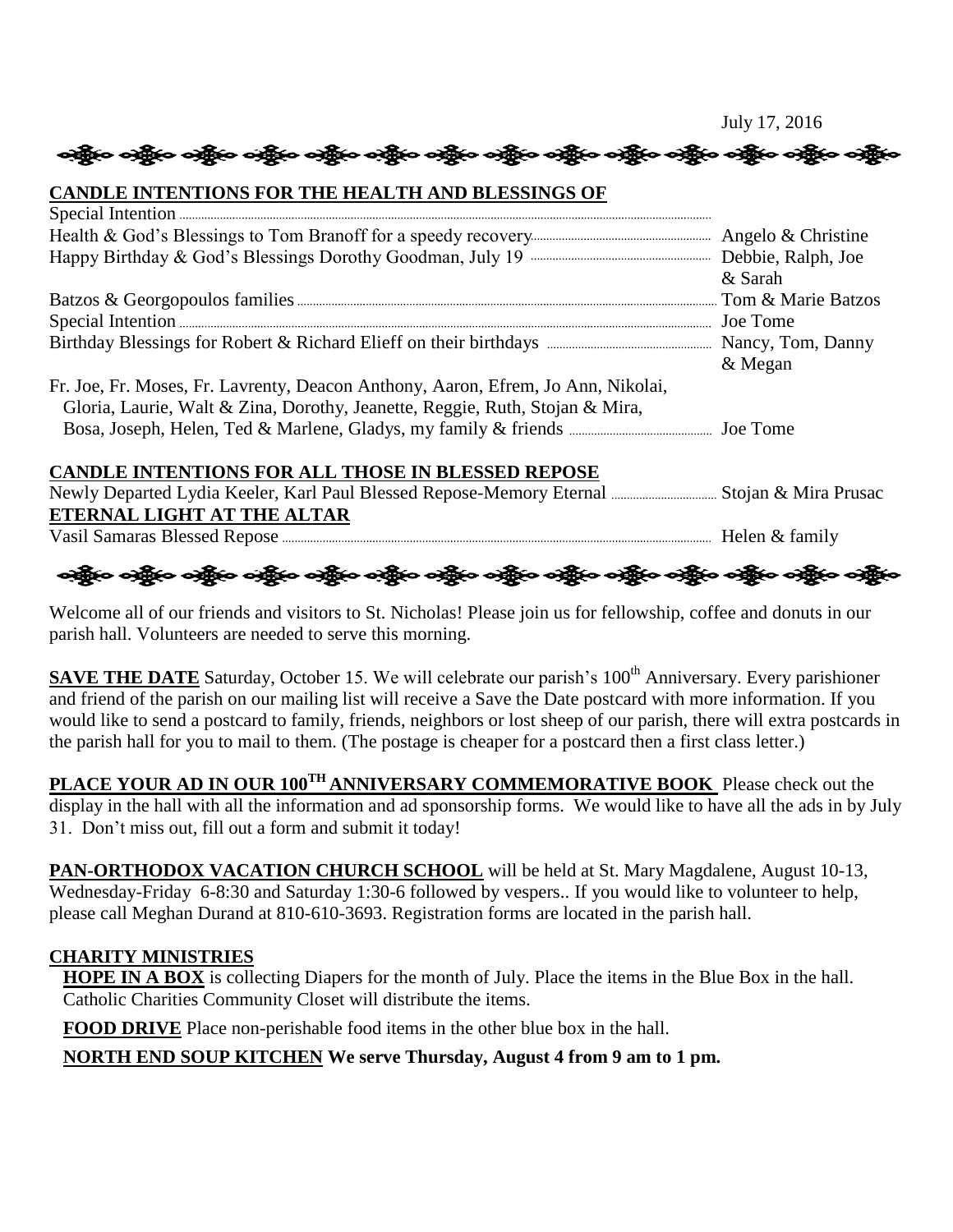July 17, 2016

## CANDLE INTENTIONS FOR THE HEALTH AND BLESSINGS OF

| Intention | Offered by |
|---|---|
| Special Intention | |
| Health & God's Blessings to Tom Branoff for a speedy recovery | Angelo & Christine |
| Happy Birthday & God's Blessings Dorothy Goodman, July 19 | Debbie, Ralph, Joe & Sarah |
| Batzos & Georgopoulos families | Tom & Marie Batzos |
| Special Intention | Joe Tome |
| Birthday Blessings for Robert & Richard Elieff on their birthdays | Nancy, Tom, Danny & Megan |
| Fr. Joe, Fr. Moses, Fr. Lavrenty, Deacon Anthony, Aaron, Efrem, Jo Ann, Nikolai, Gloria, Laurie, Walt & Zina, Dorothy, Jeanette, Reggie, Ruth, Stojan & Mira, Bosa, Joseph, Helen, Ted & Marlene, Gladys, my family & friends | Joe Tome |

## CANDLE INTENTIONS FOR ALL THOSE IN BLESSED REPOSE

| Intention | Offered by |
|---|---|
| Newly Departed Lydia Keeler, Karl Paul Blessed Repose-Memory Eternal | Stojan & Mira Prusac |

## ETERNAL LIGHT AT THE ALTAR

| Intention | Offered by |
|---|---|
| Vasil Samaras Blessed Repose | Helen & family |

Welcome all of our friends and visitors to St. Nicholas! Please join us for fellowship, coffee and donuts in our parish hall. Volunteers are needed to serve this morning.

**SAVE THE DATE** Saturday, October 15. We will celebrate our parish's 100th Anniversary. Every parishioner and friend of the parish on our mailing list will receive a Save the Date postcard with more information. If you would like to send a postcard to family, friends, neighbors or lost sheep of our parish, there will extra postcards in the parish hall for you to mail to them. (The postage is cheaper for a postcard then a first class letter.)

**PLACE YOUR AD IN OUR 100TH ANNIVERSARY COMMEMORATIVE BOOK** Please check out the display in the hall with all the information and ad sponsorship forms. We would like to have all the ads in by July 31. Don't miss out, fill out a form and submit it today!

**PAN-ORTHODOX VACATION CHURCH SCHOOL** will be held at St. Mary Magdalene, August 10-13, Wednesday-Friday 6-8:30 and Saturday 1:30-6 followed by vespers.. If you would like to volunteer to help, please call Meghan Durand at 810-610-3693. Registration forms are located in the parish hall.

## CHARITY MINISTRIES

**HOPE IN A BOX** is collecting Diapers for the month of July. Place the items in the Blue Box in the hall. Catholic Charities Community Closet will distribute the items.

**FOOD DRIVE** Place non-perishable food items in the other blue box in the hall.

**NORTH END SOUP KITCHEN We serve Thursday, August 4 from 9 am to 1 pm.**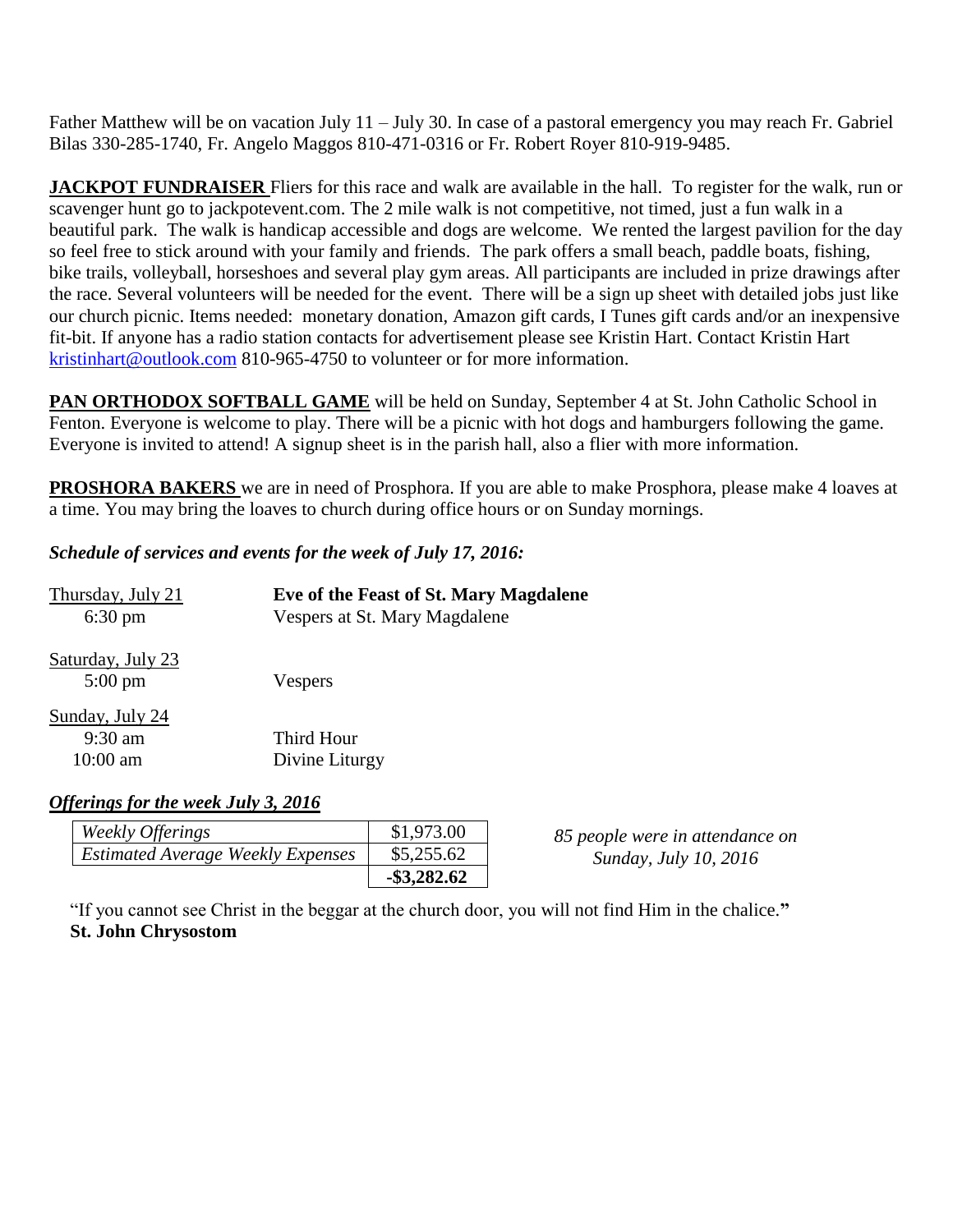Father Matthew will be on vacation July 11 – July 30. In case of a pastoral emergency you may reach Fr. Gabriel Bilas 330-285-1740, Fr. Angelo Maggos 810-471-0316 or Fr. Robert Royer 810-919-9485.

**JACKPOT FUNDRAISER** Fliers for this race and walk are available in the hall. To register for the walk, run or scavenger hunt go to jackpotevent.com. The 2 mile walk is not competitive, not timed, just a fun walk in a beautiful park. The walk is handicap accessible and dogs are welcome. We rented the largest pavilion for the day so feel free to stick around with your family and friends. The park offers a small beach, paddle boats, fishing, bike trails, volleyball, horseshoes and several play gym areas. All participants are included in prize drawings after the race. Several volunteers will be needed for the event. There will be a sign up sheet with detailed jobs just like our church picnic. Items needed: monetary donation, Amazon gift cards, I Tunes gift cards and/or an inexpensive fit-bit. If anyone has a radio station contacts for advertisement please see Kristin Hart. Contact Kristin Hart kristinhart@outlook.com 810-965-4750 to volunteer or for more information.

**PAN ORTHODOX SOFTBALL GAME** will be held on Sunday, September 4 at St. John Catholic School in Fenton. Everyone is welcome to play. There will be a picnic with hot dogs and hamburgers following the game. Everyone is invited to attend! A signup sheet is in the parish hall, also a flier with more information.

**PROSHORA BAKERS** we are in need of Prosphora. If you are able to make Prosphora, please make 4 loaves at a time. You may bring the loaves to church during office hours or on Sunday mornings.

***Schedule of services and events for the week of July 17, 2016:***

Thursday, July 21 — **Eve of the Feast of St. Mary Magdalene**
6:30 pm — Vespers at St. Mary Magdalene

Saturday, July 23
5:00 pm — Vespers

Sunday, July 24
9:30 am — Third Hour
10:00 am — Divine Liturgy

***Offerings for the week July 3, 2016***

| | |
|---|---|
| *Weekly Offerings* | $1,973.00 |
| *Estimated Average Weekly Expenses* | $5,255.62 |
| | **-$3,282.62** |

*85 people were in attendance on Sunday, July 10, 2016*

"If you cannot see Christ in the beggar at the church door, you will not find Him in the chalice."
**St. John Chrysostom**